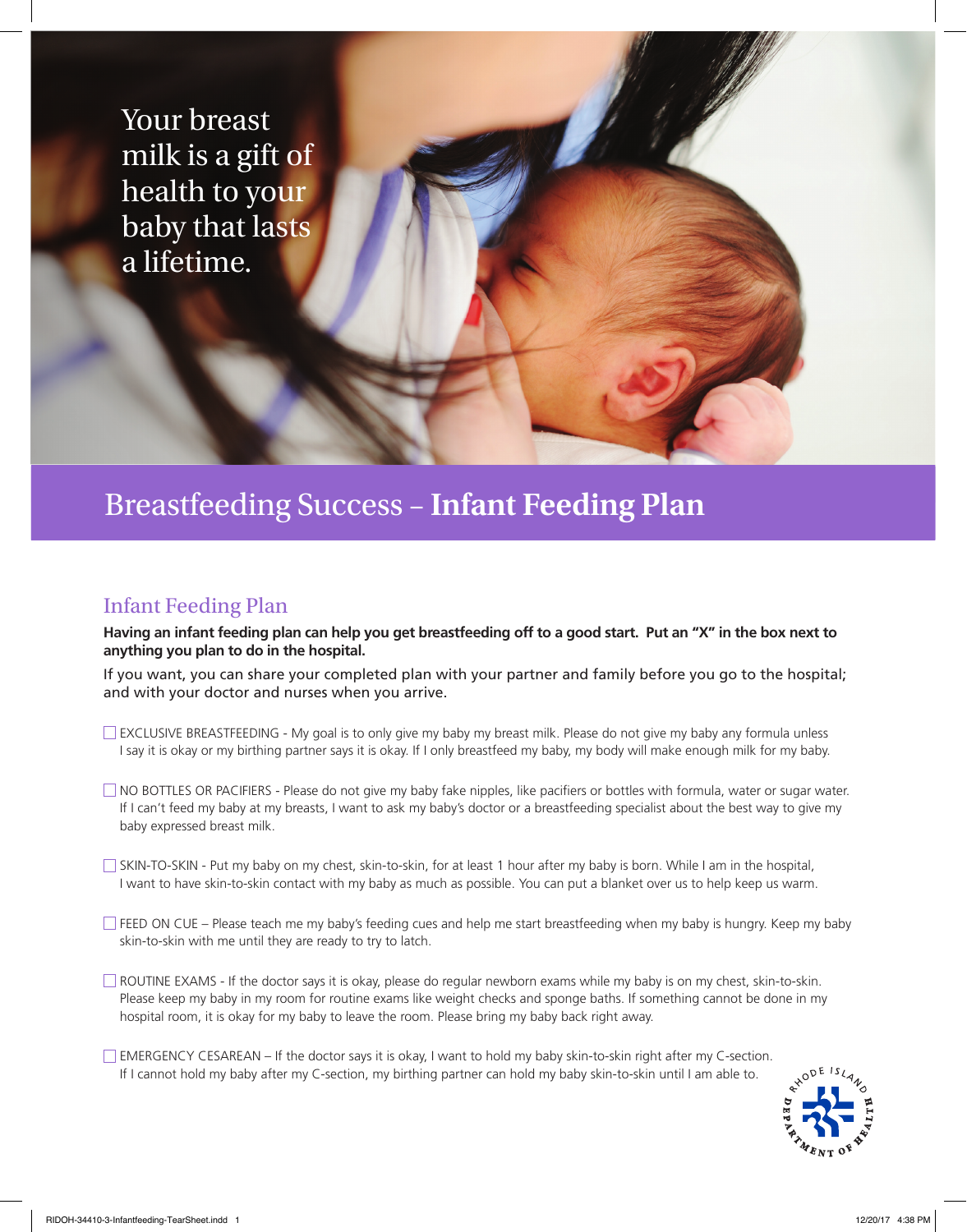Your breast milk is a gift of health to your baby that lasts a lifetime.

# Breastfeeding Success – **Infant Feeding Plan**

## Infant Feeding Plan

**Having an infant feeding plan can help you get breastfeeding off to a good start. Put an "X" in the box next to anything you plan to do in the hospital.**

If you want, you can share your completed plan with your partner and family before you go to the hospital; and with your doctor and nurses when you arrive.

- ☐ EXCLUSIVE BREASTFEEDING - My goal is to only give my baby my breast milk. Please do not give my baby any formula unless I say it is okay or my birthing partner says it is okay. If I only breastfeed my baby, my body will make enough milk for my baby.

- ☐ NO BOTTLES OR PACIFIERS - Please do not give my baby fake nipples, like pacifiers or bottles with formula, water or sugar water. If I can't feed my baby at my breasts, I want to ask my baby's doctor or a breastfeeding specialist about the best way to give my baby expressed breast milk.

- ☐ SKIN-TO-SKIN - Put my baby on my chest, skin-to-skin, for at least 1 hour after my baby is born. While I am in the hospital, I want to have skin-to-skin contact with my baby as much as possible. You can put a blanket over us to help keep us warm.

- ☐ FEED ON CUE – Please teach me my baby's feeding cues and help me start breastfeeding when my baby is hungry. Keep my baby skin-to-skin with me until they are ready to try to latch.

- ☐ ROUTINE EXAMS - If the doctor says it is okay, please do regular newborn exams while my baby is on my chest, skin-to-skin. Please keep my baby in my room for routine exams like weight checks and sponge baths. If something cannot be done in my hospital room, it is okay for my baby to leave the room. Please bring my baby back right away.

- ☐ EMERGENCY CESAREAN – If the doctor says it is okay, I want to hold my baby skin-to-skin right after my C-section. If I cannot hold my baby after my C-section, my birthing partner can hold my baby skin-to-skin until I am able to.

Rhode Island Department of Health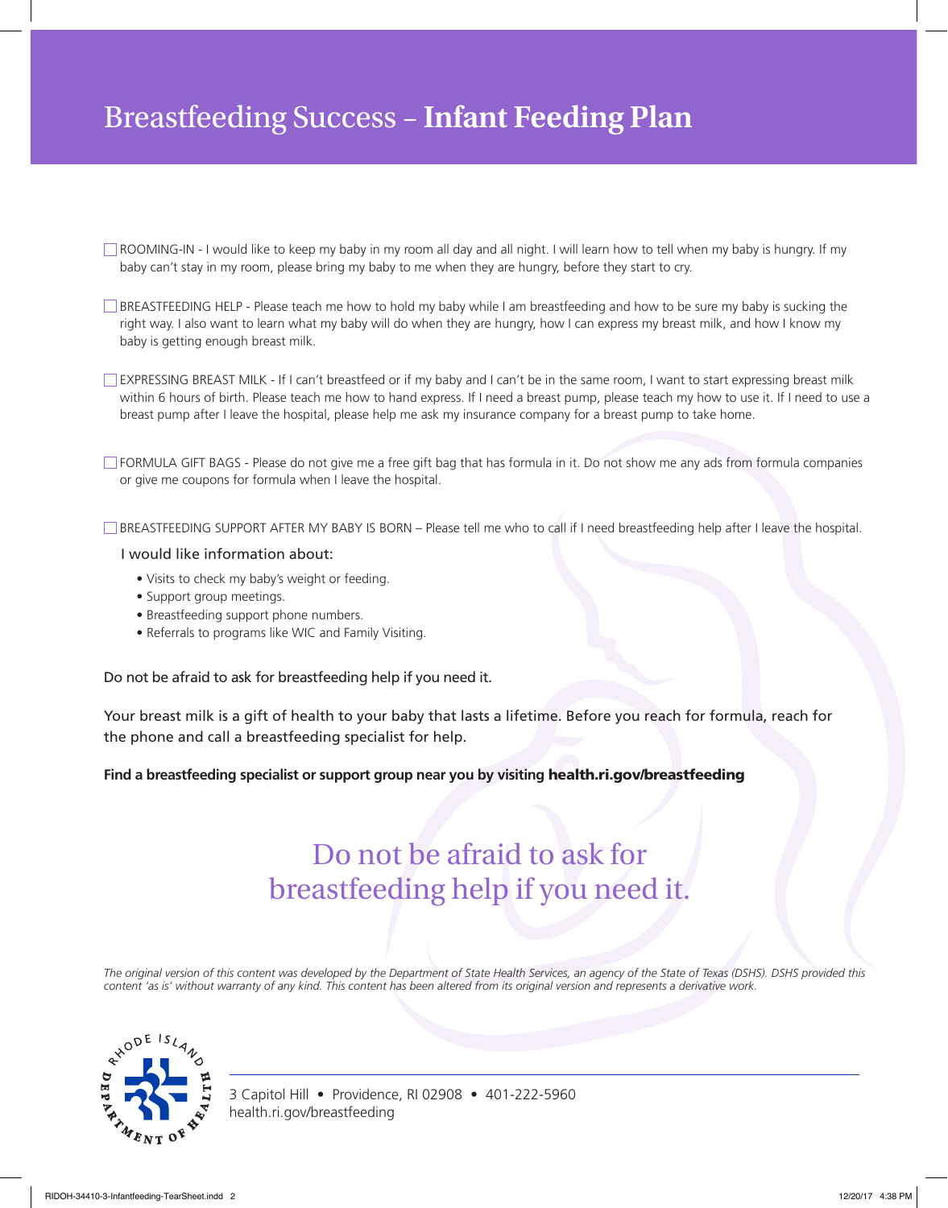# Breastfeeding Success – **Infant Feeding Plan**

☐ ROOMING-IN - I would like to keep my baby in my room all day and all night. I will learn how to tell when my baby is hungry. If my baby can't stay in my room, please bring my baby to me when they are hungry, before they start to cry.

☐ BREASTFEEDING HELP - Please teach me how to hold my baby while I am breastfeeding and how to be sure my baby is sucking the right way. I also want to learn what my baby will do when they are hungry, how I can express my breast milk, and how I know my baby is getting enough breast milk.

☐ EXPRESSING BREAST MILK - If I can't breastfeed or if my baby and I can't be in the same room, I want to start expressing breast milk within 6 hours of birth. Please teach me how to hand express. If I need a breast pump, please teach my how to use it. If I need to use a breast pump after I leave the hospital, please help me ask my insurance company for a breast pump to take home.

☐ FORMULA GIFT BAGS - Please do not give me a free gift bag that has formula in it. Do not show me any ads from formula companies or give me coupons for formula when I leave the hospital.

☐ BREASTFEEDING SUPPORT AFTER MY BABY IS BORN – Please tell me who to call if I need breastfeeding help after I leave the hospital.

I would like information about:

- Visits to check my baby's weight or feeding.
- Support group meetings.
- Breastfeeding support phone numbers.
- Referrals to programs like WIC and Family Visiting.

Do not be afraid to ask for breastfeeding help if you need it.

Your breast milk is a gift of health to your baby that lasts a lifetime. Before you reach for formula, reach for the phone and call a breastfeeding specialist for help.

**Find a breastfeeding specialist or support group near you by visiting health.ri.gov/breastfeeding**

## Do not be afraid to ask for breastfeeding help if you need it.

*The original version of this content was developed by the Department of State Health Services, an agency of the State of Texas (DSHS). DSHS provided this content 'as is' without warranty of any kind. This content has been altered from its original version and represents a derivative work.*

RHODE ISLAND DEPARTMENT OF HEALTH

3 Capitol Hill • Providence, RI 02908 • 401-222-5960
health.ri.gov/breastfeeding